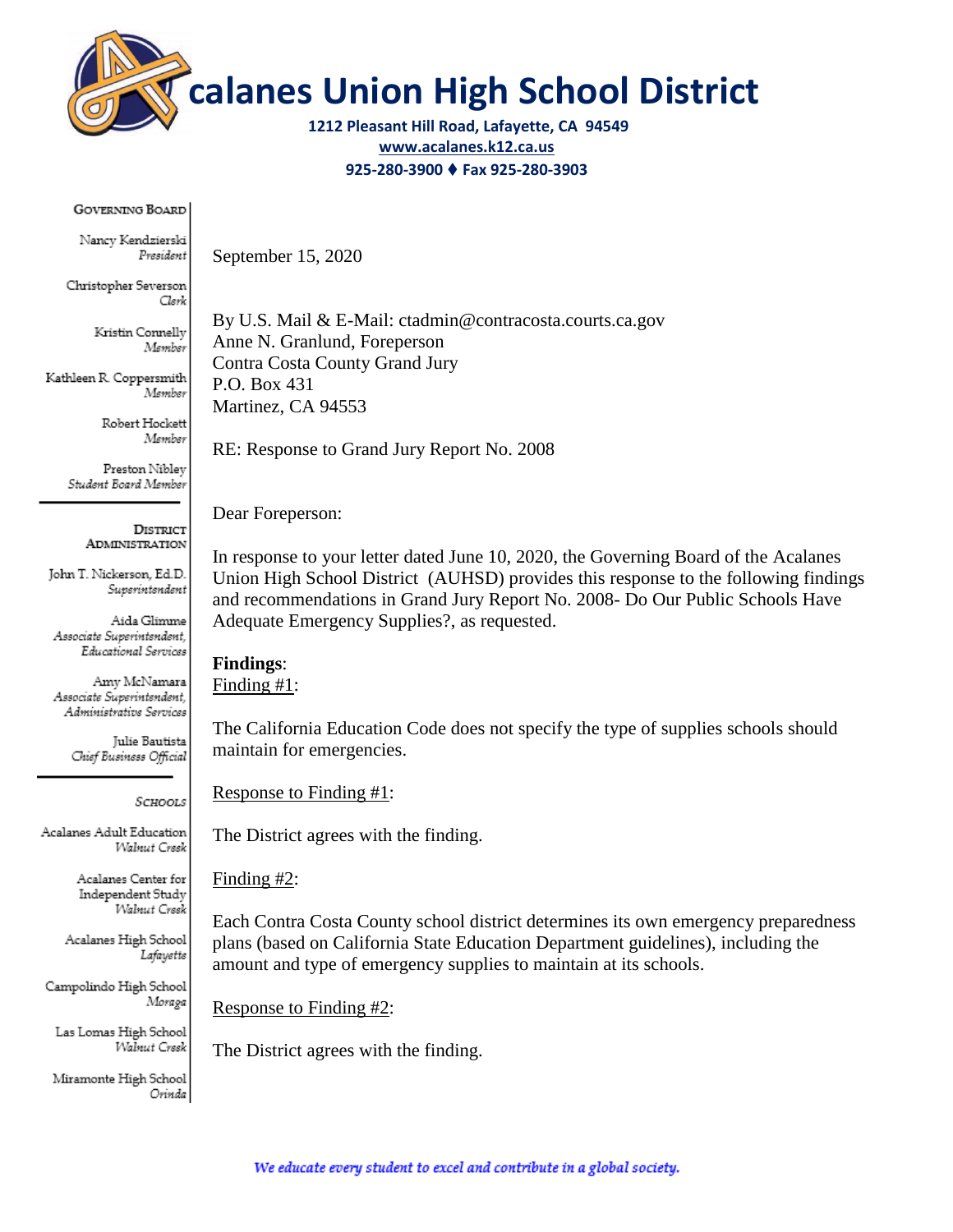# Acalanes Union High School District

**1212 Pleasant Hill Road, Lafayette, CA 94549**
**www.acalanes.k12.ca.us**
**925-280-3900 ♦ Fax 925-280-3903**

GOVERNING BOARD

Nancy Kendzierski
*President*

Christopher Severson
*Clerk*

Kristin Connelly
*Member*

Kathleen R. Coppersmith
*Member*

Robert Hockett
*Member*

Preston Nibley
*Student Board Member*

DISTRICT ADMINISTRATION

John T. Nickerson, Ed.D.
*Superintendent*

Aida Glimme
*Associate Superintendent, Educational Services*

Amy McNamara
*Associate Superintendent, Administrative Services*

Julie Bautista
*Chief Business Official*

SCHOOLS

Acalanes Adult Education
*Walnut Creek*

Acalanes Center for Independent Study
*Walnut Creek*

Acalanes High School
*Lafayette*

Campolindo High School
*Moraga*

Las Lomas High School
*Walnut Creek*

Miramonte High School
*Orinda*

September 15, 2020

By U.S. Mail & E-Mail: ctadmin@contracosta.courts.ca.gov
Anne N. Granlund, Foreperson
Contra Costa County Grand Jury
P.O. Box 431
Martinez, CA 94553

RE: Response to Grand Jury Report No. 2008

Dear Foreperson:

In response to your letter dated June 10, 2020, the Governing Board of the Acalanes Union High School District (AUHSD) provides this response to the following findings and recommendations in Grand Jury Report No. 2008- Do Our Public Schools Have Adequate Emergency Supplies?, as requested.

**Findings**:

Finding #1:

The California Education Code does not specify the type of supplies schools should maintain for emergencies.

Response to Finding #1:

The District agrees with the finding.

Finding #2:

Each Contra Costa County school district determines its own emergency preparedness plans (based on California State Education Department guidelines), including the amount and type of emergency supplies to maintain at its schools.

Response to Finding #2:

The District agrees with the finding.

*We educate every student to excel and contribute in a global society.*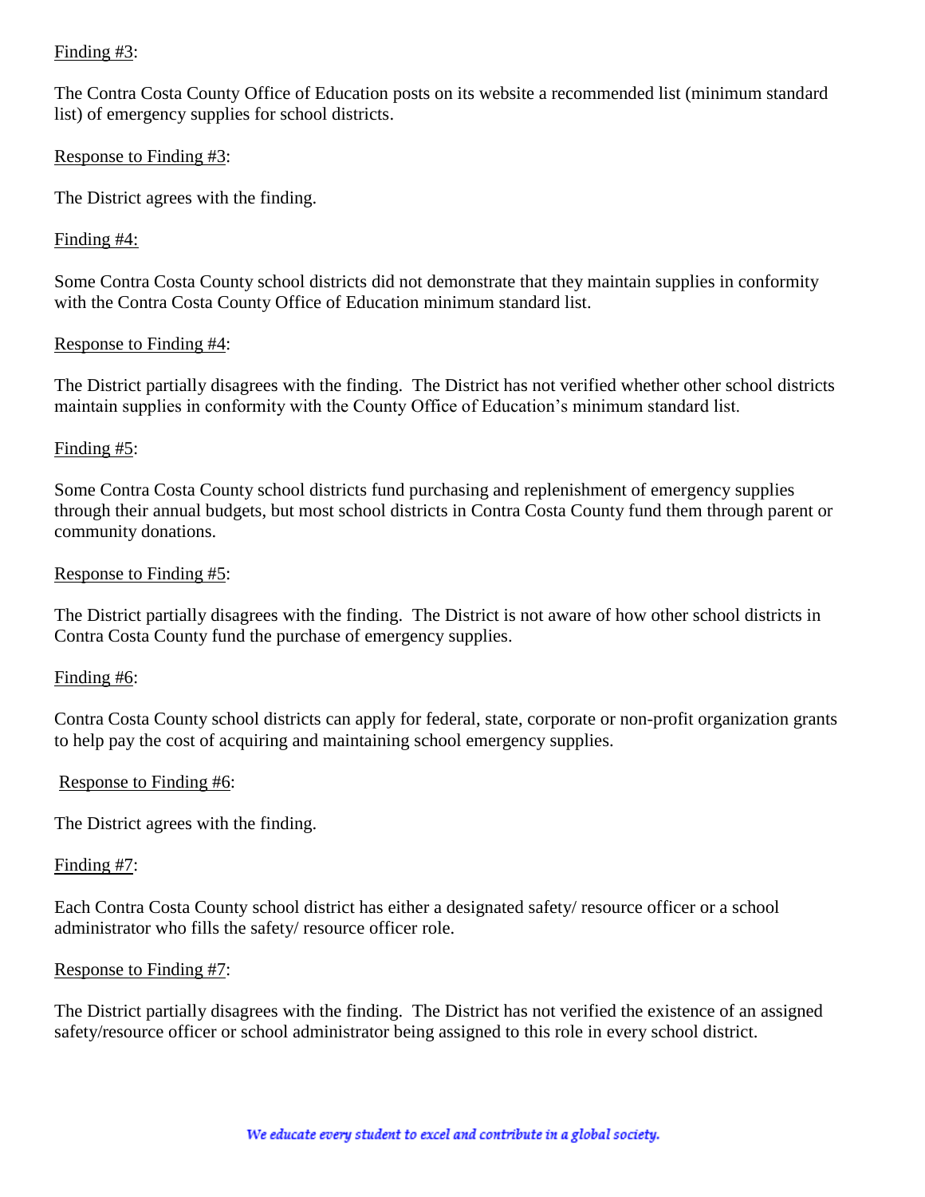Finding #3:

The Contra Costa County Office of Education posts on its website a recommended list (minimum standard list) of emergency supplies for school districts.

Response to Finding #3:

The District agrees with the finding.

Finding #4:

Some Contra Costa County school districts did not demonstrate that they maintain supplies in conformity with the Contra Costa County Office of Education minimum standard list.

Response to Finding #4:

The District partially disagrees with the finding. The District has not verified whether other school districts maintain supplies in conformity with the County Office of Education's minimum standard list.

Finding #5:

Some Contra Costa County school districts fund purchasing and replenishment of emergency supplies through their annual budgets, but most school districts in Contra Costa County fund them through parent or community donations.

Response to Finding #5:

The District partially disagrees with the finding. The District is not aware of how other school districts in Contra Costa County fund the purchase of emergency supplies.

Finding #6:

Contra Costa County school districts can apply for federal, state, corporate or non-profit organization grants to help pay the cost of acquiring and maintaining school emergency supplies.

Response to Finding #6:

The District agrees with the finding.

Finding #7:

Each Contra Costa County school district has either a designated safety/ resource officer or a school administrator who fills the safety/ resource officer role.

Response to Finding #7:

The District partially disagrees with the finding. The District has not verified the existence of an assigned safety/resource officer or school administrator being assigned to this role in every school district.

*We educate every student to excel and contribute in a global society.*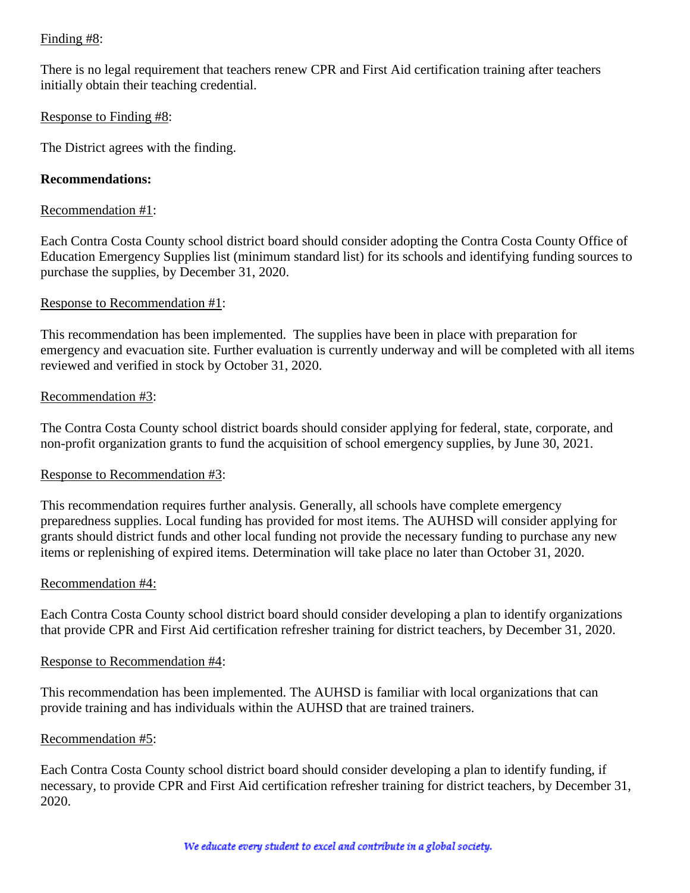Finding #8:

There is no legal requirement that teachers renew CPR and First Aid certification training after teachers initially obtain their teaching credential.

Response to Finding #8:

The District agrees with the finding.

**Recommendations:**

Recommendation #1:

Each Contra Costa County school district board should consider adopting the Contra Costa County Office of Education Emergency Supplies list (minimum standard list) for its schools and identifying funding sources to purchase the supplies, by December 31, 2020.

Response to Recommendation #1:

This recommendation has been implemented. The supplies have been in place with preparation for emergency and evacuation site. Further evaluation is currently underway and will be completed with all items reviewed and verified in stock by October 31, 2020.

Recommendation #3:

The Contra Costa County school district boards should consider applying for federal, state, corporate, and non-profit organization grants to fund the acquisition of school emergency supplies, by June 30, 2021.

Response to Recommendation #3:

This recommendation requires further analysis. Generally, all schools have complete emergency preparedness supplies. Local funding has provided for most items. The AUHSD will consider applying for grants should district funds and other local funding not provide the necessary funding to purchase any new items or replenishing of expired items. Determination will take place no later than October 31, 2020.

Recommendation #4:

Each Contra Costa County school district board should consider developing a plan to identify organizations that provide CPR and First Aid certification refresher training for district teachers, by December 31, 2020.

Response to Recommendation #4:

This recommendation has been implemented. The AUHSD is familiar with local organizations that can provide training and has individuals within the AUHSD that are trained trainers.

Recommendation #5:

Each Contra Costa County school district board should consider developing a plan to identify funding, if necessary, to provide CPR and First Aid certification refresher training for district teachers, by December 31, 2020.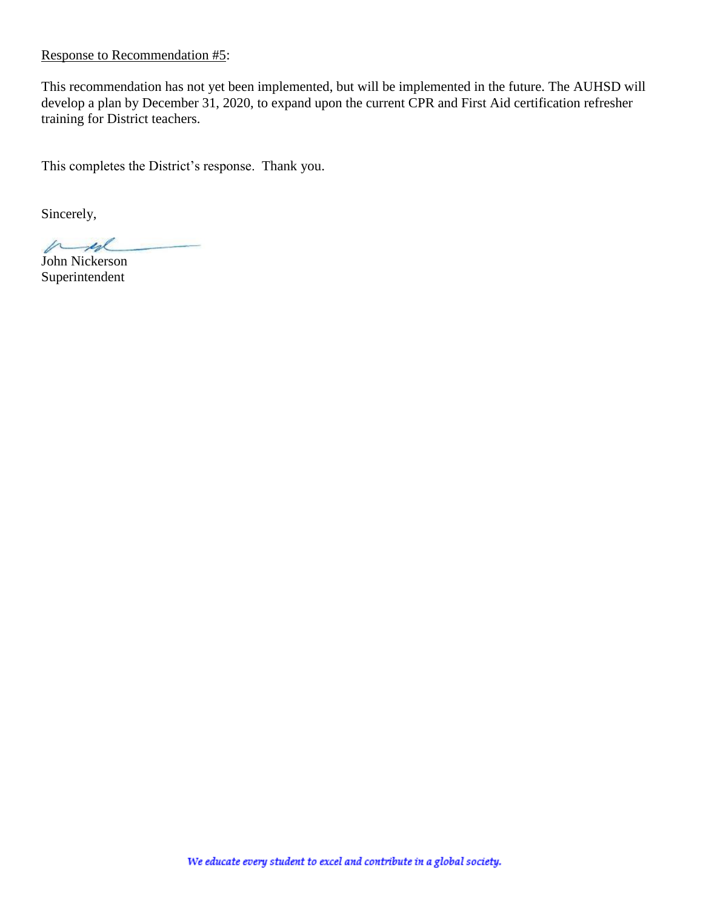Response to Recommendation #5:

This recommendation has not yet been implemented, but will be implemented in the future. The AUHSD will develop a plan by December 31, 2020, to expand upon the current CPR and First Aid certification refresher training for District teachers.

This completes the District's response. Thank you.

Sincerely,

John Nickerson
Superintendent

*We educate every student to excel and contribute in a global society.*